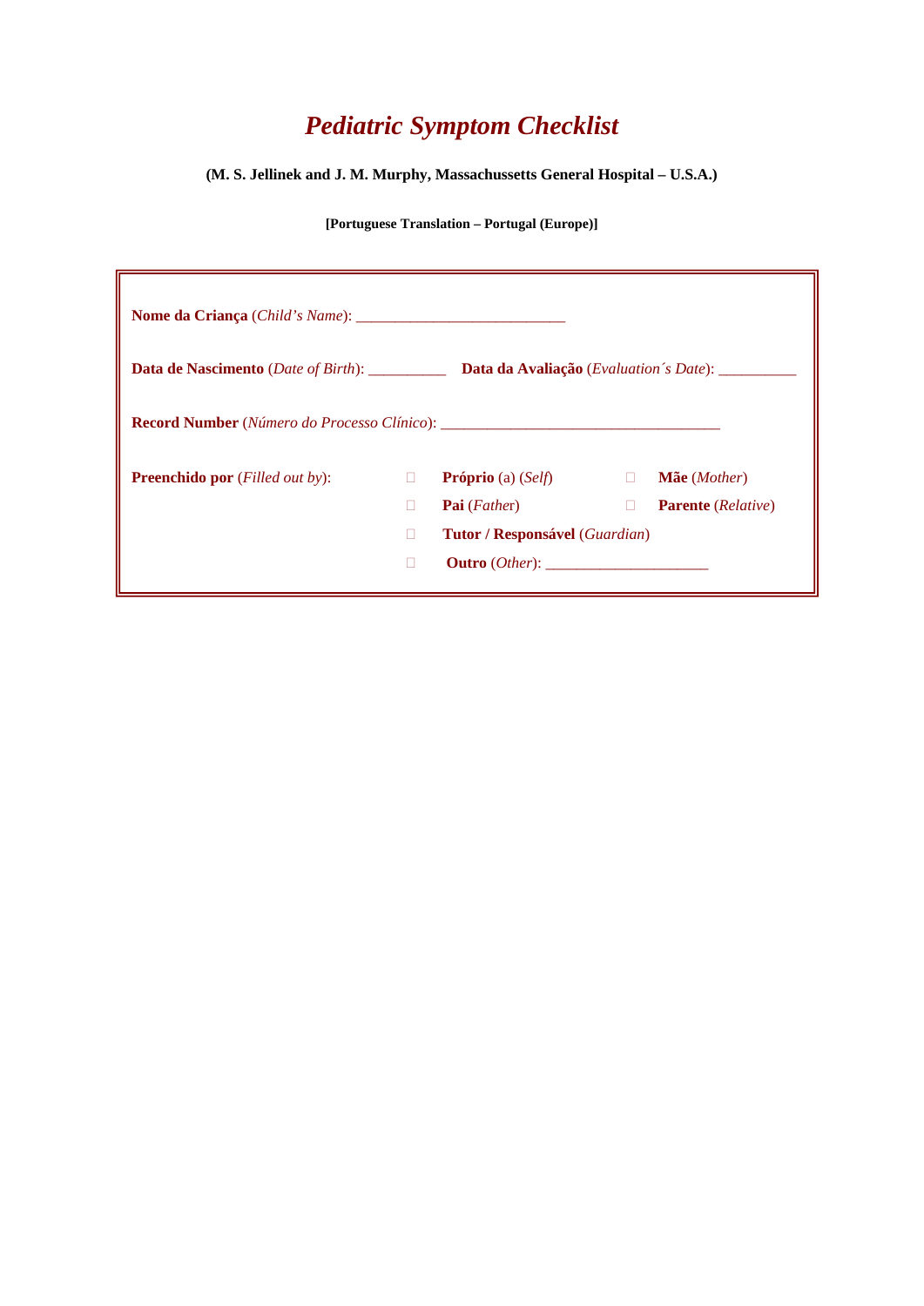# *Pediatric Symptom Checklist*

**(M. S. Jellinek and J. M. Murphy, Massachussetts General Hospital – U.S.A.)**

**[Portuguese Translation – Portugal (Europe)]**

**Nome da Criança** (*Child's Name*): ___________________________

**Data de Nascimento** (*Date of Birth*): __________ **Data da Avaliação** (*Evaluation´s Date*): __________

**Record Number** (*Número do Processo Clínico*): ____________________________________

**Preenchido por** (*Filled out by*):

- ☐ **Próprio** (a) (*Self*)
- ☐ **Mãe** (*Mother*)
- ☐ **Pai** (*Father*)
- ☐ **Parente** (*Relative*)
- ☐ **Tutor / Responsável** (*Guardian*)
- ☐ **Outro** (*Other*): _____________________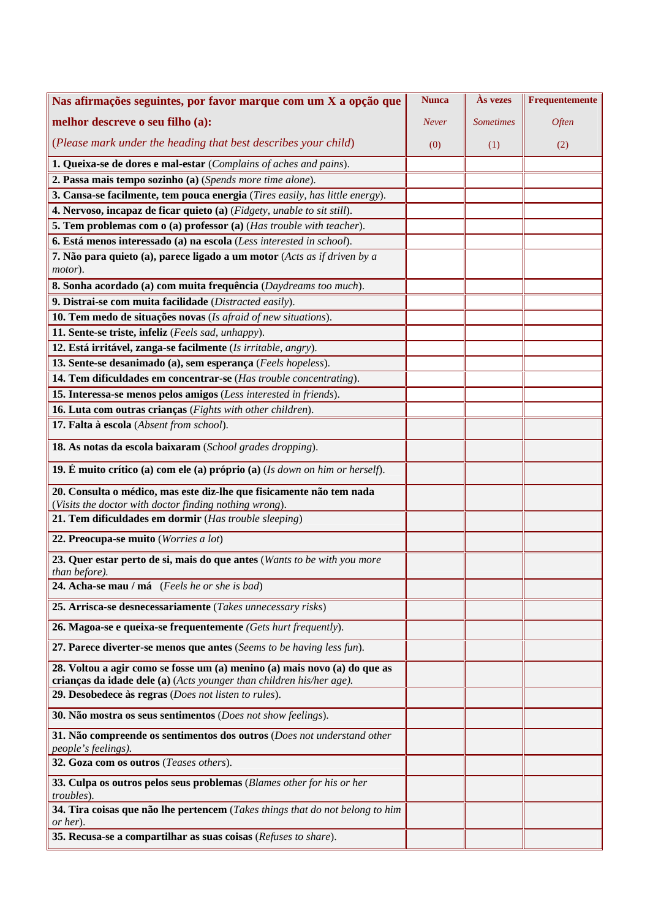| **Nas afirmações seguintes, por favor marque com um X a opção que melhor descreve o seu filho (a):** (*Please mark under the heading that best describes your child*) | **Nunca** *Never* (0) | **Às vezes** *Sometimes* (1) | **Frequentemente** *Often* (2) |
|---|---|---|---|
| **1. Queixa-se de dores e mal-estar** (*Complains of aches and pains*). | | | |
| **2. Passa mais tempo sozinho (a)** (*Spends more time alone*). | | | |
| **3. Cansa-se facilmente, tem pouca energia** (*Tires easily, has little energy*). | | | |
| **4. Nervoso, incapaz de ficar quieto (a)** (*Fidgety, unable to sit still*). | | | |
| **5. Tem problemas com o (a) professor (a)** (*Has trouble with teacher*). | | | |
| **6. Está menos interessado (a) na escola** (*Less interested in school*). | | | |
| **7. Não para quieto (a), parece ligado a um motor** (*Acts as if driven by a motor*). | | | |
| **8. Sonha acordado (a) com muita frequência** (*Daydreams too much*). | | | |
| **9. Distrai-se com muita facilidade** (*Distracted easily*). | | | |
| **10. Tem medo de situações novas** (*Is afraid of new situations*). | | | |
| **11. Sente-se triste, infeliz** (*Feels sad, unhappy*). | | | |
| **12. Está irritável, zanga-se facilmente** (*Is irritable, angry*). | | | |
| **13. Sente-se desanimado (a), sem esperança** (*Feels hopeless*). | | | |
| **14. Tem dificuldades em concentrar-se** (*Has trouble concentrating*). | | | |
| **15. Interessa-se menos pelos amigos** (*Less interested in friends*). | | | |
| **16. Luta com outras crianças** (*Fights with other children*). | | | |
| **17. Falta à escola** (*Absent from school*). | | | |
| **18. As notas da escola baixaram** (*School grades dropping*). | | | |
| **19. É muito crítico (a) com ele (a) próprio (a)** (*Is down on him or herself*). | | | |
| **20. Consulta o médico, mas este diz-lhe que fisicamente não tem nada** (*Visits the doctor with doctor finding nothing wrong*). | | | |
| **21. Tem dificuldades em dormir** (*Has trouble sleeping*) | | | |
| **22. Preocupa-se muito** (*Worries a lot*) | | | |
| **23. Quer estar perto de si, mais do que antes** (*Wants to be with you more than before).* | | | |
| **24. Acha-se mau / má** (*Feels he or she is bad*) | | | |
| **25. Arrisca-se desnecessariamente** (*Takes unnecessary risks*) | | | |
| **26. Magoa-se e queixa-se frequentemente** *(Gets hurt frequently*). | | | |
| **27. Parece divertir-se menos que antes** (*Seems to be having less fun*). | | | |
| **28. Voltou a agir como se fosse um (a) menino (a) mais novo (a) do que as crianças da idade dele (a)** (*Acts younger than children his/her age).* | | | |
| **29. Desobedece às regras** (*Does not listen to rules*). | | | |
| **30. Não mostra os seus sentimentos** (*Does not show feelings*). | | | |
| **31. Não compreende os sentimentos dos outros** (*Does not understand other people's feelings).* | | | |
| **32. Goza com os outros** (*Teases others*). | | | |
| **33. Culpa os outros pelos seus problemas** (*Blames other for his or her troubles*). | | | |
| **34. Tira coisas que não lhe pertencem** (*Takes things that do not belong to him or her*). | | | |
| **35. Recusa-se a compartilhar as suas coisas** (*Refuses to share*). | | | |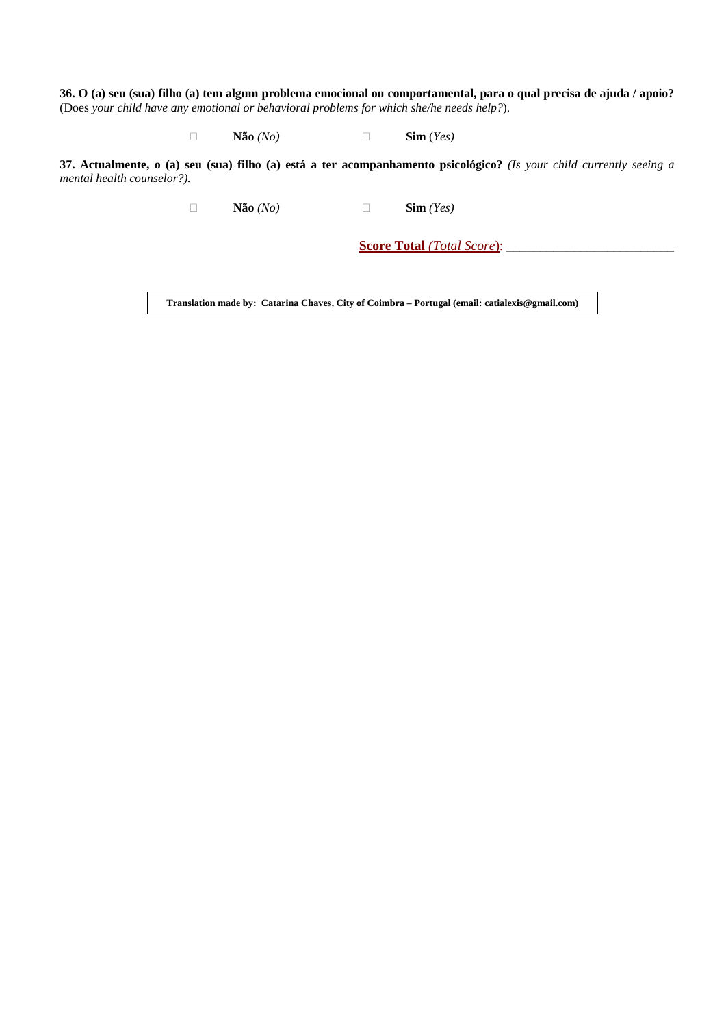**36. O (a) seu (sua) filho (a) tem algum problema emocional ou comportamental, para o qual precisa de ajuda / apoio?** (Does *your child have any emotional or behavioral problems for which she/he needs help?*).

☐ **Não** *(No)* ☐ **Sim** (*Yes)*

**37. Actualmente, o (a) seu (sua) filho (a) está a ter acompanhamento psicológico?** *(Is your child currently seeing a mental health counselor?).*

☐ **Não** *(No)* ☐ **Sim** *(Yes)*

**Score Total** *(Total Score)*: ___________________________

**Translation made by: Catarina Chaves, City of Coimbra – Portugal (email: catialexis@gmail.com)**